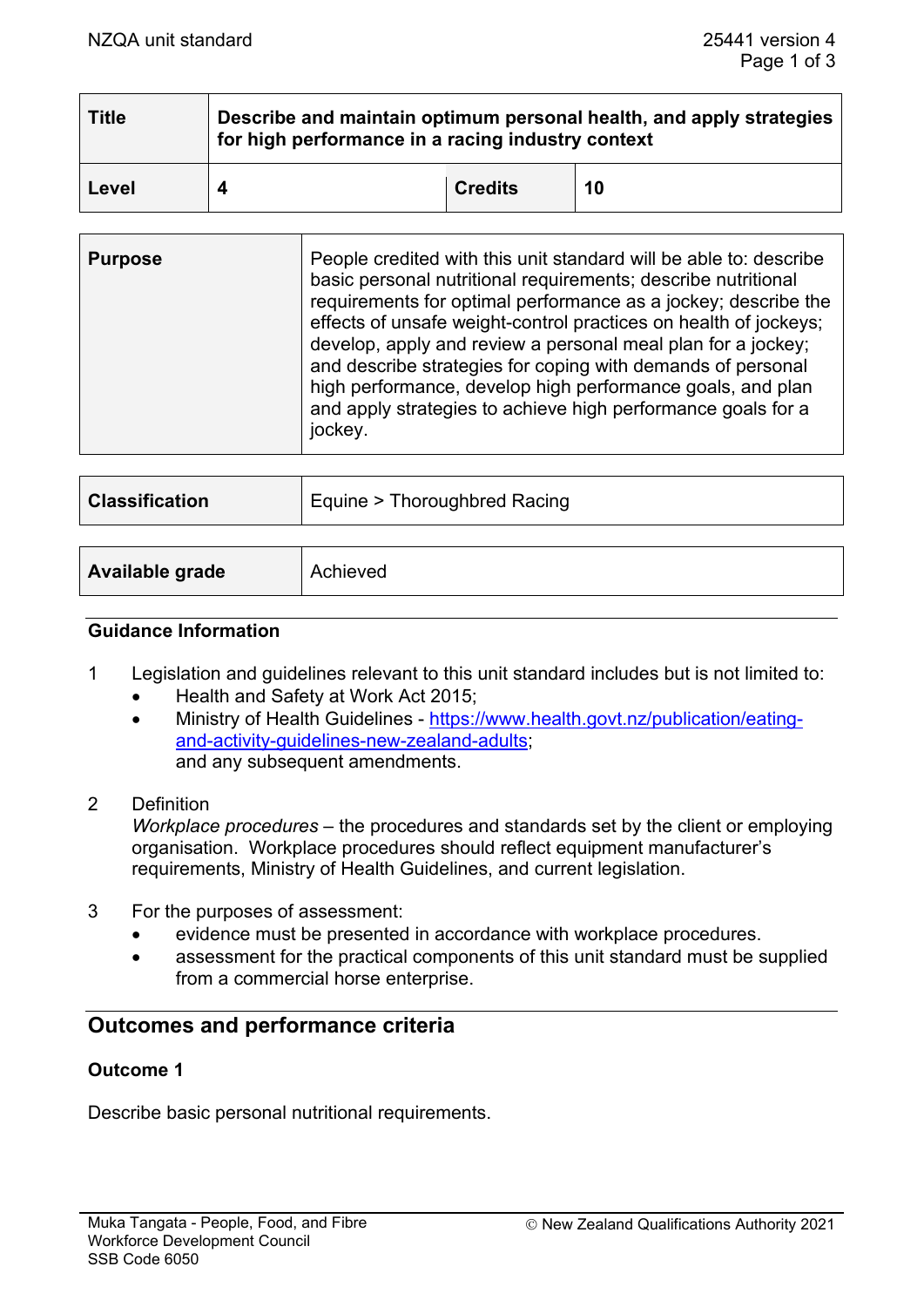| Title | Describe and maintain optimum personal health, and apply strategies for high performance in a racing industry context | | |
|---|---|---|---|
| Level | 4 | Credits | 10 |

| Purpose | People credited with this unit standard will be able to: describe basic personal nutritional requirements; describe nutritional requirements for optimal performance as a jockey; describe the effects of unsafe weight-control practices on health of jockeys; develop, apply and review a personal meal plan for a jockey; and describe strategies for coping with demands of personal high performance, develop high performance goals, and plan and apply strategies to achieve high performance goals for a jockey. |
|---|---|

| Classification | Equine > Thoroughbred Racing |
|---|---|

| Available grade | Achieved |
|---|---|

### Guidance Information

1. Legislation and guidelines relevant to this unit standard includes but is not limited to:
   - Health and Safety at Work Act 2015;
   - Ministry of Health Guidelines - https://www.health.govt.nz/publication/eating-and-activity-guidelines-new-zealand-adults;
   
   and any subsequent amendments.

2. Definition
   *Workplace procedures* – the procedures and standards set by the client or employing organisation. Workplace procedures should reflect equipment manufacturer's requirements, Ministry of Health Guidelines, and current legislation.

3. For the purposes of assessment:
   - evidence must be presented in accordance with workplace procedures.
   - assessment for the practical components of this unit standard must be supplied from a commercial horse enterprise.

## Outcomes and performance criteria

### Outcome 1

Describe basic personal nutritional requirements.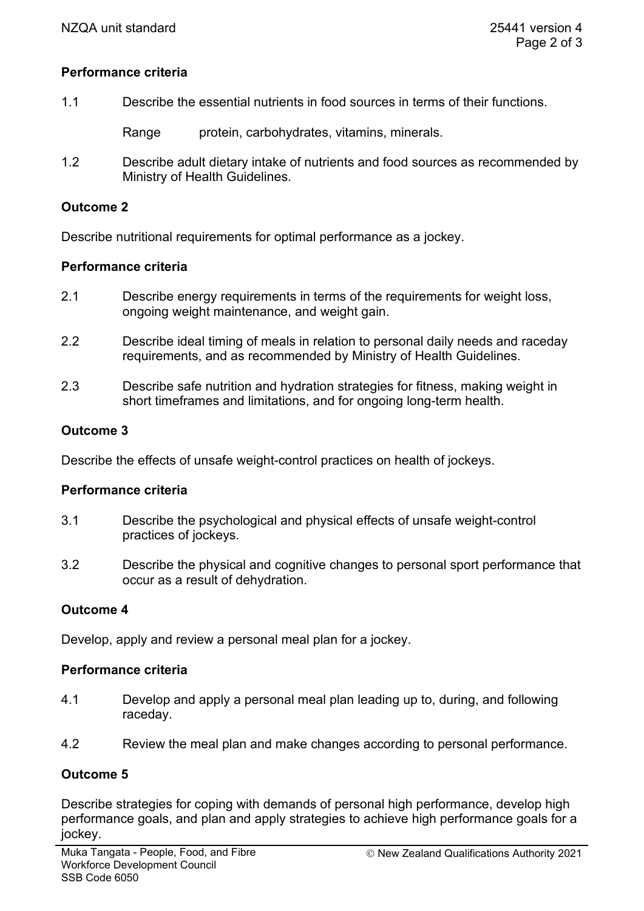## Performance criteria

1.1 Describe the essential nutrients in food sources in terms of their functions.

Range protein, carbohydrates, vitamins, minerals.

1.2 Describe adult dietary intake of nutrients and food sources as recommended by Ministry of Health Guidelines.

## Outcome 2

Describe nutritional requirements for optimal performance as a jockey.

## Performance criteria

2.1 Describe energy requirements in terms of the requirements for weight loss, ongoing weight maintenance, and weight gain.

2.2 Describe ideal timing of meals in relation to personal daily needs and raceday requirements, and as recommended by Ministry of Health Guidelines.

2.3 Describe safe nutrition and hydration strategies for fitness, making weight in short timeframes and limitations, and for ongoing long-term health.

## Outcome 3

Describe the effects of unsafe weight-control practices on health of jockeys.

## Performance criteria

3.1 Describe the psychological and physical effects of unsafe weight-control practices of jockeys.

3.2 Describe the physical and cognitive changes to personal sport performance that occur as a result of dehydration.

## Outcome 4

Develop, apply and review a personal meal plan for a jockey.

## Performance criteria

4.1 Develop and apply a personal meal plan leading up to, during, and following raceday.

4.2 Review the meal plan and make changes according to personal performance.

## Outcome 5

Describe strategies for coping with demands of personal high performance, develop high performance goals, and plan and apply strategies to achieve high performance goals for a jockey.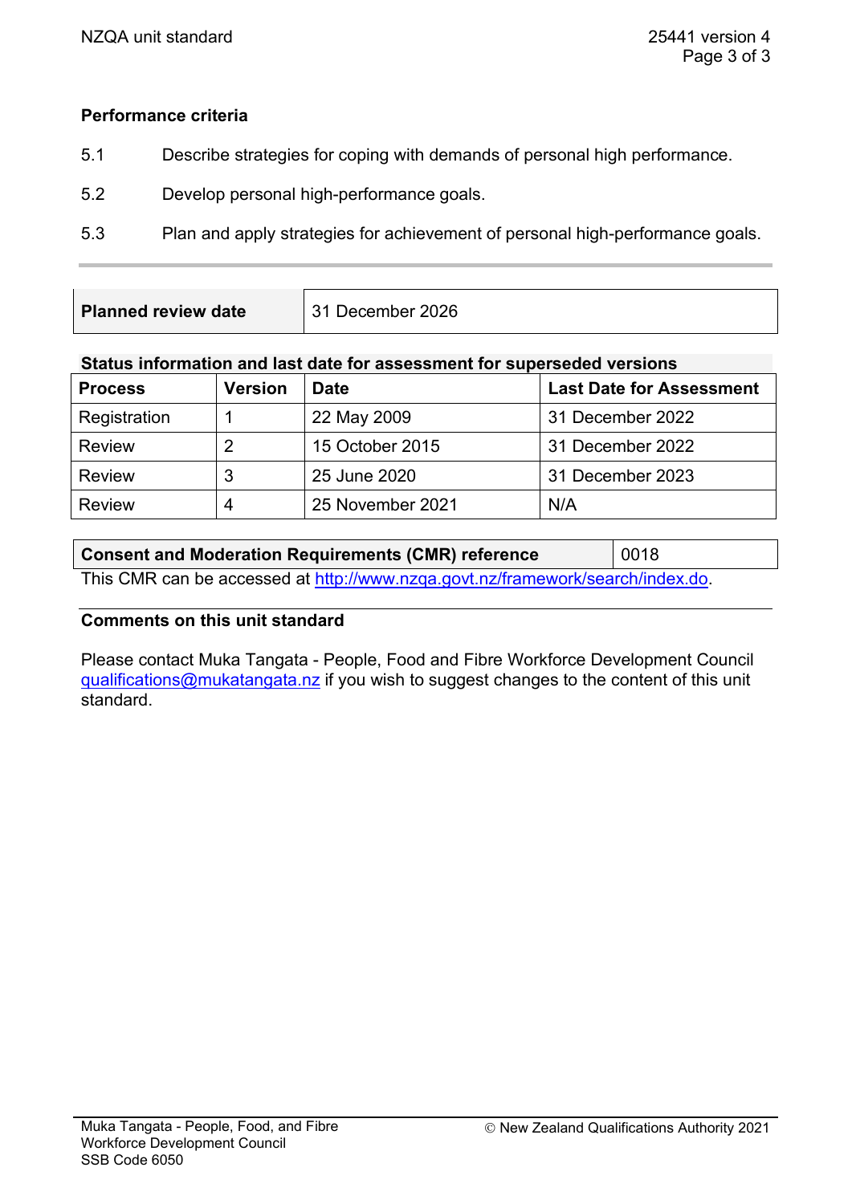**Performance criteria**

5.1 Describe strategies for coping with demands of personal high performance.

5.2 Develop personal high-performance goals.

5.3 Plan and apply strategies for achievement of personal high-performance goals.

| **Planned review date** | 31 December 2026 |
|---|---|

**Status information and last date for assessment for superseded versions**

| **Process** | **Version** | **Date** | **Last Date for Assessment** |
|---|---|---|---|
| Registration | 1 | 22 May 2009 | 31 December 2022 |
| Review | 2 | 15 October 2015 | 31 December 2022 |
| Review | 3 | 25 June 2020 | 31 December 2023 |
| Review | 4 | 25 November 2021 | N/A |

| **Consent and Moderation Requirements (CMR) reference** | 0018 |
|---|---|

This CMR can be accessed at http://www.nzqa.govt.nz/framework/search/index.do.

**Comments on this unit standard**

Please contact Muka Tangata - People, Food and Fibre Workforce Development Council qualifications@mukatangata.nz if you wish to suggest changes to the content of this unit standard.